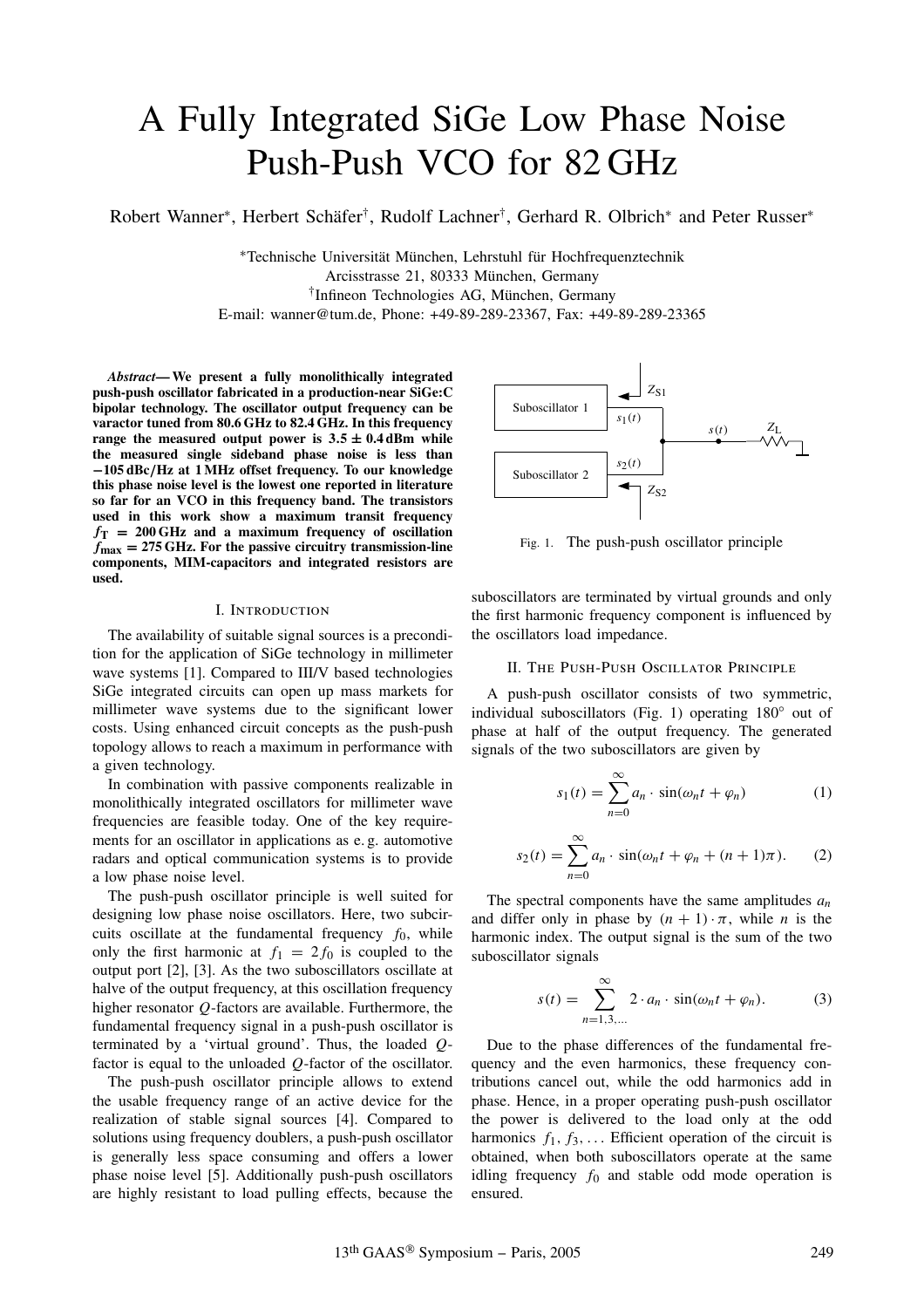# A Fully Integrated SiGe Low Phase Noise Push-Push VCO for 82 GHz

Robert Wanner[*], Herbert Schäfer[†], Rudolf Lachner[†], Gerhard R. Olbrich[*] and Peter Russer[*]

[*]Technische Universität München, Lehrstuhl für Hochfrequenztechnik
Arcisstrasse 21, 80333 München, Germany
[†]Infineon Technologies AG, München, Germany
E-mail: wanner@tum.de, Phone: +49-89-289-23367, Fax: +49-89-289-23365

***Abstract*— We present a fully monolithically integrated push-push oscillator fabricated in a production-near SiGe:C bipolar technology. The oscillator output frequency can be varactor tuned from 80.6 GHz to 82.4 GHz. In this frequency range the measured output power is 3.5 ± 0.4 dBm while the measured single sideband phase noise is less than −105 dBc/Hz at 1 MHz offset frequency. To our knowledge this phase noise level is the lowest one reported in literature so far for an VCO in this frequency band. The transistors used in this work show a maximum transit frequency $f_T$ = 200 GHz and a maximum frequency of oscillation $f_{max}$ = 275 GHz. For the passive circuitry transmission-line components, MIM-capacitors and integrated resistors are used.**

## I. Introduction

The availability of suitable signal sources is a precondition for the application of SiGe technology in millimeter wave systems [1]. Compared to III/V based technologies SiGe integrated circuits can open up mass markets for millimeter wave systems due to the significant lower costs. Using enhanced circuit concepts as the push-push topology allows to reach a maximum in performance with a given technology.

In combination with passive components realizable in monolithically integrated oscillators for millimeter wave frequencies are feasible today. One of the key requirements for an oscillator in applications as e. g. automotive radars and optical communication systems is to provide a low phase noise level.

The push-push oscillator principle is well suited for designing low phase noise oscillators. Here, two subcircuits oscillate at the fundamental frequency $f_0$, while only the first harmonic at $f_1 = 2f_0$ is coupled to the output port [2], [3]. As the two suboscillators oscillate at halve of the output frequency, at this oscillation frequency higher resonator $Q$-factors are available. Furthermore, the fundamental frequency signal in a push-push oscillator is terminated by a 'virtual ground'. Thus, the loaded $Q$-factor is equal to the unloaded $Q$-factor of the oscillator.

The push-push oscillator principle allows to extend the usable frequency range of an active device for the realization of stable signal sources [4]. Compared to solutions using frequency doublers, a push-push oscillator is generally less space consuming and offers a lower phase noise level [5]. Additionally push-push oscillators are highly resistant to load pulling effects, because the suboscillators are terminated by virtual grounds and only the first harmonic frequency component is influenced by the oscillators load impedance.

Fig. 1. The push-push oscillator principle

## II. The Push-Push Oscillator Principle

A push-push oscillator consists of two symmetric, individual suboscillators (Fig. 1) operating 180° out of phase at half of the output frequency. The generated signals of the two suboscillators are given by

$$s_1(t) = \sum_{n=0}^{\infty} a_n \cdot \sin(\omega_n t + \varphi_n) \tag{1}$$

$$s_2(t) = \sum_{n=0}^{\infty} a_n \cdot \sin(\omega_n t + \varphi_n + (n+1)\pi). \tag{2}$$

The spectral components have the same amplitudes $a_n$ and differ only in phase by $(n+1)\cdot\pi$, while $n$ is the harmonic index. The output signal is the sum of the two suboscillator signals

$$s(t) = \sum_{n=1,3,\ldots}^{\infty} 2 \cdot a_n \cdot \sin(\omega_n t + \varphi_n). \tag{3}$$

Due to the phase differences of the fundamental frequency and the even harmonics, these frequency contributions cancel out, while the odd harmonics add in phase. Hence, in a proper operating push-push oscillator the power is delivered to the load only at the odd harmonics $f_1, f_3, \ldots$ Efficient operation of the circuit is obtained, when both suboscillators operate at the same idling frequency $f_0$ and stable odd mode operation is ensured.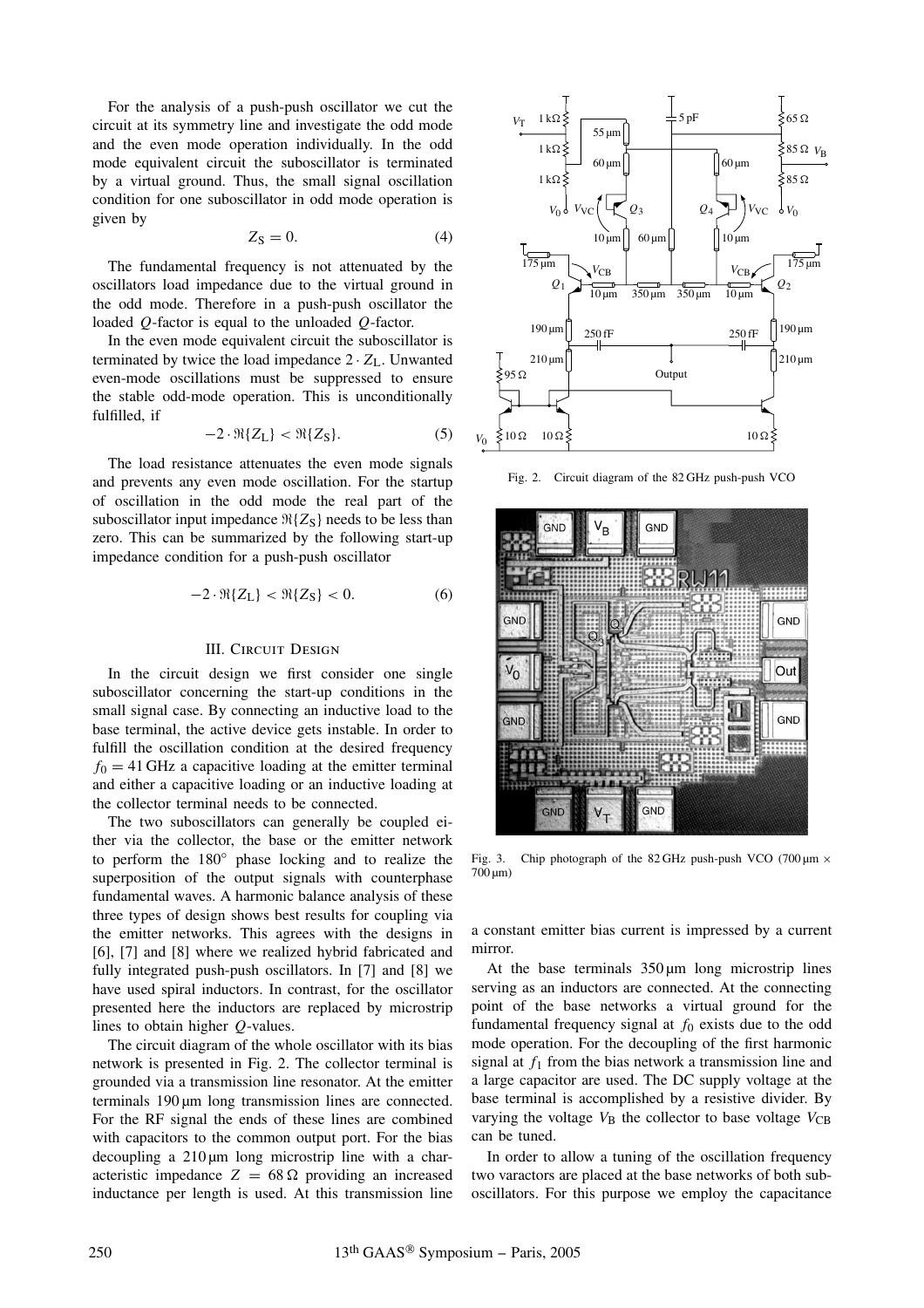For the analysis of a push-push oscillator we cut the circuit at its symmetry line and investigate the odd mode and the even mode operation individually. In the odd mode equivalent circuit the suboscillator is terminated by a virtual ground. Thus, the small signal oscillation condition for one suboscillator in odd mode operation is given by

$$Z_S = 0. \tag{4}$$

The fundamental frequency is not attenuated by the oscillators load impedance due to the virtual ground in the odd mode. Therefore in a push-push oscillator the loaded $Q$-factor is equal to the unloaded $Q$-factor.

In the even mode equivalent circuit the suboscillator is terminated by twice the load impedance $2 \cdot Z_L$. Unwanted even-mode oscillations must be suppressed to ensure the stable odd-mode operation. This is unconditionally fulfilled, if

$$-2 \cdot \Re\{Z_L\} < \Re\{Z_S\}. \tag{5}$$

The load resistance attenuates the even mode signals and prevents any even mode oscillation. For the startup of oscillation in the odd mode the real part of the suboscillator input impedance $\Re\{Z_S\}$ needs to be less than zero. This can be summarized by the following start-up impedance condition for a push-push oscillator

$$-2 \cdot \Re\{Z_L\} < \Re\{Z_S\} < 0. \tag{6}$$

## III. Circuit Design

In the circuit design we first consider one single suboscillator concerning the start-up conditions in the small signal case. By connecting an inductive load to the base terminal, the active device gets instable. In order to fulfill the oscillation condition at the desired frequency $f_0 = 41\,\text{GHz}$ a capacitive loading at the emitter terminal and either a capacitive loading or an inductive loading at the collector terminal needs to be connected.

The two suboscillators can generally be coupled either via the collector, the base or the emitter network to perform the 180° phase locking and to realize the superposition of the output signals with counterphase fundamental waves. A harmonic balance analysis of these three types of design shows best results for coupling via the emitter networks. This agrees with the designs in [6], [7] and [8] where we realized hybrid fabricated and fully integrated push-push oscillators. In [7] and [8] we have used spiral inductors. In contrast, for the oscillator presented here the inductors are replaced by microstrip lines to obtain higher $Q$-values.

The circuit diagram of the whole oscillator with its bias network is presented in Fig. 2. The collector terminal is grounded via a transmission line resonator. At the emitter terminals 190 µm long transmission lines are connected. For the RF signal the ends of these lines are combined with capacitors to the common output port. For the bias decoupling a 210 µm long microstrip line with a characteristic impedance $Z = 68\,\Omega$ providing an increased inductance per length is used. At this transmission line a constant emitter bias current is impressed by a current mirror.

Fig. 2. Circuit diagram of the 82 GHz push-push VCO

Fig. 3. Chip photograph of the 82 GHz push-push VCO (700 µm × 700 µm)

At the base terminals 350 µm long microstrip lines serving as an inductors are connected. At the connecting point of the base networks a virtual ground for the fundamental frequency signal at $f_0$ exists due to the odd mode operation. For the decoupling of the first harmonic signal at $f_1$ from the bias network a transmission line and a large capacitor are used. The DC supply voltage at the base terminal is accomplished by a resistive divider. By varying the voltage $V_B$ the collector to base voltage $V_{CB}$ can be tuned.

In order to allow a tuning of the oscillation frequency two varactors are placed at the base networks of both suboscillators. For this purpose we employ the capacitance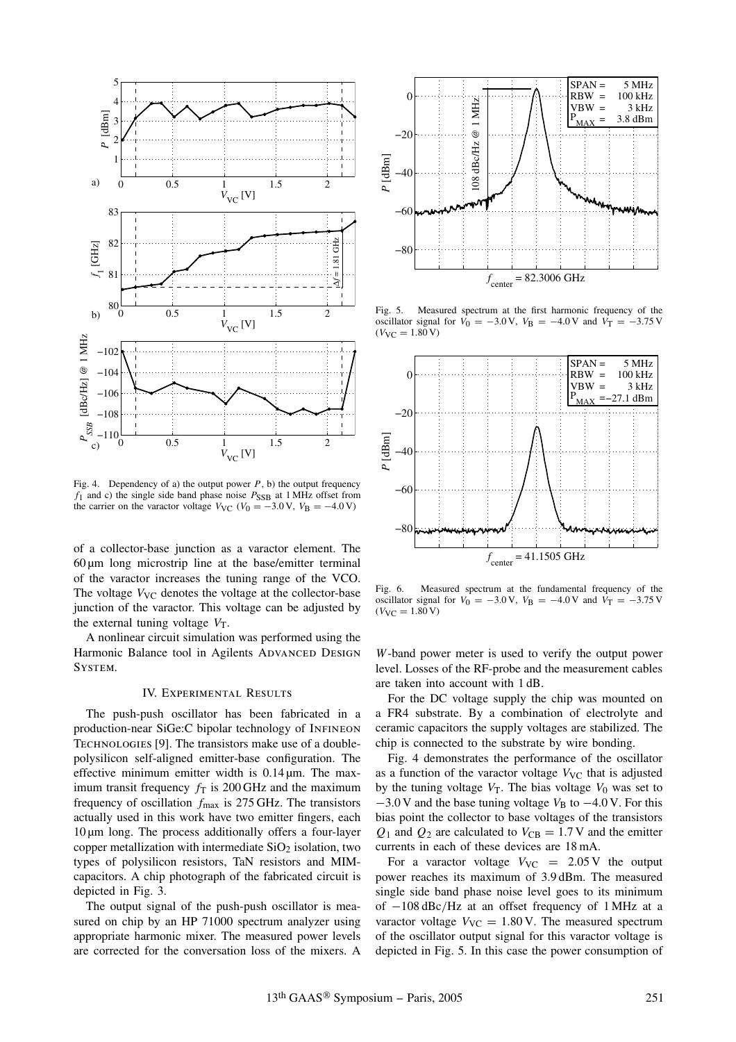Fig. 4. Dependency of a) the output power $P$, b) the output frequency $f_1$ and c) the single side band phase noise $P_{SSB}$ at 1 MHz offset from the carrier on the varactor voltage $V_{VC}$ ($V_0 = -3.0$ V, $V_B = -4.0$ V)

of a collector-base junction as a varactor element. The 60 µm long microstrip line at the base/emitter terminal of the varactor increases the tuning range of the VCO. The voltage $V_{VC}$ denotes the voltage at the collector-base junction of the varactor. This voltage can be adjusted by the external tuning voltage $V_T$.

A nonlinear circuit simulation was performed using the Harmonic Balance tool in Agilents ADVANCED DESIGN SYSTEM.

## IV. EXPERIMENTAL RESULTS

The push-push oscillator has been fabricated in a production-near SiGe:C bipolar technology of INFINEON TECHNOLOGIES [9]. The transistors make use of a double-polysilicon self-aligned emitter-base configuration. The effective minimum emitter width is 0.14 µm. The maximum transit frequency $f_T$ is 200 GHz and the maximum frequency of oscillation $f_{max}$ is 275 GHz. The transistors actually used in this work have two emitter fingers, each 10 µm long. The process additionally offers a four-layer copper metallization with intermediate $SiO_2$ isolation, two types of polysilicon resistors, TaN resistors and MIM-capacitors. A chip photograph of the fabricated circuit is depicted in Fig. 3.

The output signal of the push-push oscillator is measured on chip by an HP 71000 spectrum analyzer using appropriate harmonic mixer. The measured power levels are corrected for the conversation loss of the mixers. A

Fig. 5. Measured spectrum at the first harmonic frequency of the oscillator signal for $V_0 = -3.0$ V, $V_B = -4.0$ V and $V_T = -3.75$ V ($V_{VC} = 1.80$ V)

Fig. 6. Measured spectrum at the fundamental frequency of the oscillator signal for $V_0 = -3.0$ V, $V_B = -4.0$ V and $V_T = -3.75$ V ($V_{VC} = 1.80$ V)

$W$-band power meter is used to verify the output power level. Losses of the RF-probe and the measurement cables are taken into account with 1 dB.

For the DC voltage supply the chip was mounted on a FR4 substrate. By a combination of electrolyte and ceramic capacitors the supply voltages are stabilized. The chip is connected to the substrate by wire bonding.

Fig. 4 demonstrates the performance of the oscillator as a function of the varactor voltage $V_{VC}$ that is adjusted by the tuning voltage $V_T$. The bias voltage $V_0$ was set to $-3.0$ V and the base tuning voltage $V_B$ to $-4.0$ V. For this bias point the collector to base voltages of the transistors $Q_1$ and $Q_2$ are calculated to $V_{CB} = 1.7$ V and the emitter currents in each of these devices are 18 mA.

For a varactor voltage $V_{VC} = 2.05$ V the output power reaches its maximum of 3.9 dBm. The measured single side band phase noise level goes to its minimum of $-108$ dBc/Hz at an offset frequency of 1 MHz at a varactor voltage $V_{VC} = 1.80$ V. The measured spectrum of the oscillator output signal for this varactor voltage is depicted in Fig. 5. In this case the power consumption of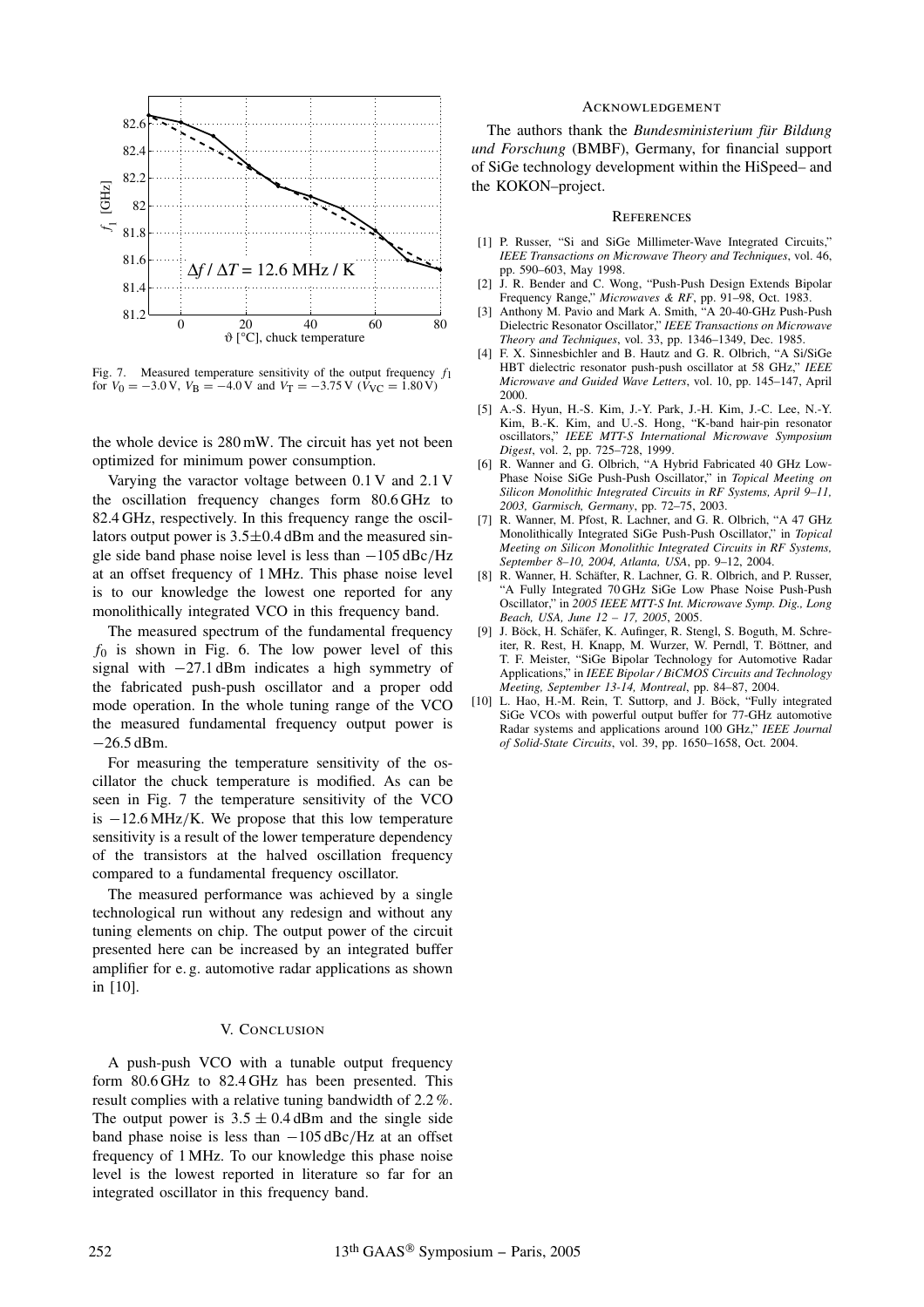82.6
82.4
82.2
82
81.8
81.6
81.4
81.2

$f_1$ [GHz]

$\Delta f / \Delta T = 12.6$ MHz / K

0 20 40 60 80

$\vartheta$ [°C], chuck temperature

Fig. 7. Measured temperature sensitivity of the output frequency $f_1$ for $V_0 = -3.0\,\text{V}$, $V_\text{B} = -4.0\,\text{V}$ and $V_\text{T} = -3.75\,\text{V}$ ($V_\text{VC} = 1.80\,\text{V}$)

the whole device is 280 mW. The circuit has yet not been optimized for minimum power consumption.

Varying the varactor voltage between 0.1 V and 2.1 V the oscillation frequency changes form 80.6 GHz to 82.4 GHz, respectively. In this frequency range the oscillators output power is $3.5 \pm 0.4$ dBm and the measured single side band phase noise level is less than $-105$ dBc/Hz at an offset frequency of 1 MHz. This phase noise level is to our knowledge the lowest one reported for any monolithically integrated VCO in this frequency band.

The measured spectrum of the fundamental frequency $f_0$ is shown in Fig. 6. The low power level of this signal with $-27.1$ dBm indicates a high symmetry of the fabricated push-push oscillator and a proper odd mode operation. In the whole tuning range of the VCO the measured fundamental frequency output power is $-26.5$ dBm.

For measuring the temperature sensitivity of the oscillator the chuck temperature is modified. As can be seen in Fig. 7 the temperature sensitivity of the VCO is $-12.6$ MHz/K. We propose that this low temperature sensitivity is a result of the lower temperature dependency of the transistors at the halved oscillation frequency compared to a fundamental frequency oscillator.

The measured performance was achieved by a single technological run without any redesign and without any tuning elements on chip. The output power of the circuit presented here can be increased by an integrated buffer amplifier for e. g. automotive radar applications as shown in [10].

## V. Conclusion

A push-push VCO with a tunable output frequency form 80.6 GHz to 82.4 GHz has been presented. This result complies with a relative tuning bandwidth of 2.2 %. The output power is $3.5 \pm 0.4$ dBm and the single side band phase noise is less than $-105$ dBc/Hz at an offset frequency of 1 MHz. To our knowledge this phase noise level is the lowest reported in literature so far for an integrated oscillator in this frequency band.

## Acknowledgement

The authors thank the *Bundesministerium für Bildung und Forschung* (BMBF), Germany, for financial support of SiGe technology development within the HiSpeed– and the KOKON–project.

## References

[1] P. Russer, "Si and SiGe Millimeter-Wave Integrated Circuits," *IEEE Transactions on Microwave Theory and Techniques*, vol. 46, pp. 590–603, May 1998.

[2] J. R. Bender and C. Wong, "Push-Push Design Extends Bipolar Frequency Range," *Microwaves & RF*, pp. 91–98, Oct. 1983.

[3] Anthony M. Pavio and Mark A. Smith, "A 20-40-GHz Push-Push Dielectric Resonator Oscillator," *IEEE Transactions on Microwave Theory and Techniques*, vol. 33, pp. 1346–1349, Dec. 1985.

[4] F. X. Sinnesbichler and B. Hautz and G. R. Olbrich, "A Si/SiGe HBT dielectric resonator push-push oscillator at 58 GHz," *IEEE Microwave and Guided Wave Letters*, vol. 10, pp. 145–147, April 2000.

[5] A.-S. Hyun, H.-S. Kim, J.-Y. Park, J.-H. Kim, J.-C. Lee, N.-Y. Kim, B.-K. Kim, and U.-S. Hong, "K-band hair-pin resonator oscillators," *IEEE MTT-S International Microwave Symposium Digest*, vol. 2, pp. 725–728, 1999.

[6] R. Wanner and G. Olbrich, "A Hybrid Fabricated 40 GHz Low-Phase Noise SiGe Push-Push Oscillator," in *Topical Meeting on Silicon Monolithic Integrated Circuits in RF Systems, April 9–11, 2003, Garmisch, Germany*, pp. 72–75, 2003.

[7] R. Wanner, M. Pfost, R. Lachner, and G. R. Olbrich, "A 47 GHz Monolithically Integrated SiGe Push-Push Oscillator," in *Topical Meeting on Silicon Monolithic Integrated Circuits in RF Systems, September 8–10, 2004, Atlanta, USA*, pp. 9–12, 2004.

[8] R. Wanner, H. Schäfter, R. Lachner, G. R. Olbrich, and P. Russer, "A Fully Integrated 70 GHz SiGe Low Phase Noise Push-Push Oscillator," in *2005 IEEE MTT-S Int. Microwave Symp. Dig., Long Beach, USA, June 12 – 17, 2005*, 2005.

[9] J. Böck, H. Schäfer, K. Aufinger, R. Stengl, S. Boguth, M. Schreiter, R. Rest, H. Knapp, M. Wurzer, W. Perndl, T. Böttner, and T. F. Meister, "SiGe Bipolar Technology for Automotive Radar Applications," in *IEEE Bipolar / BiCMOS Circuits and Technology Meeting, September 13-14, Montreal*, pp. 84–87, 2004.

[10] L. Hao, H.-M. Rein, T. Suttorp, and J. Böck, "Fully integrated SiGe VCOs with powerful output buffer for 77-GHz automotive Radar systems and applications around 100 GHz," *IEEE Journal of Solid-State Circuits*, vol. 39, pp. 1650–1658, Oct. 2004.